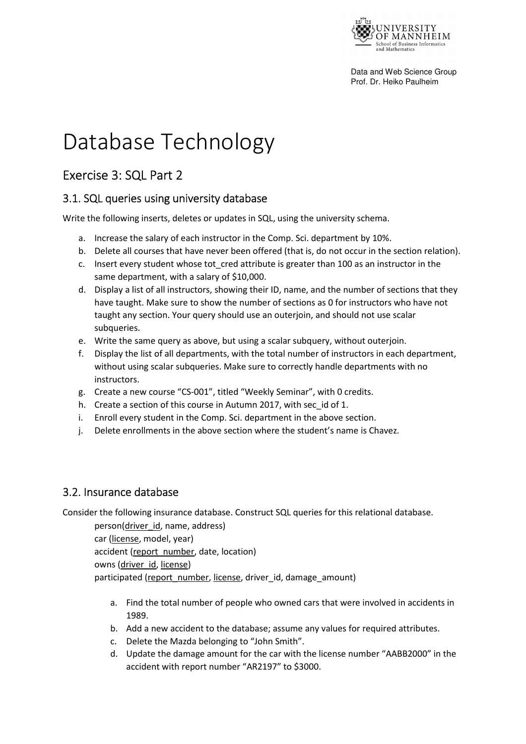Data and Web Science Group
Prof. Dr. Heiko Paulheim

# Database Technology

## Exercise 3: SQL Part 2

### 3.1. SQL queries using university database

Write the following inserts, deletes or updates in SQL, using the university schema.

a. Increase the salary of each instructor in the Comp. Sci. department by 10%.
b. Delete all courses that have never been offered (that is, do not occur in the section relation).
c. Insert every student whose tot_cred attribute is greater than 100 as an instructor in the same department, with a salary of $10,000.
d. Display a list of all instructors, showing their ID, name, and the number of sections that they have taught. Make sure to show the number of sections as 0 for instructors who have not taught any section. Your query should use an outerjoin, and should not use scalar subqueries.
e. Write the same query as above, but using a scalar subquery, without outerjoin.
f. Display the list of all departments, with the total number of instructors in each department, without using scalar subqueries. Make sure to correctly handle departments with no instructors.
g. Create a new course "CS-001", titled "Weekly Seminar", with 0 credits.
h. Create a section of this course in Autumn 2017, with sec_id of 1.
i. Enroll every student in the Comp. Sci. department in the above section.
j. Delete enrollments in the above section where the student's name is Chavez.

### 3.2. Insurance database

Consider the following insurance database. Construct SQL queries for this relational database.

person(<u>driver_id</u>, name, address)
car (<u>license</u>, model, year)
accident (<u>report_number</u>, date, location)
owns (<u>driver_id</u>, <u>license</u>)
participated (<u>report_number</u>, <u>license</u>, driver_id, damage_amount)

a. Find the total number of people who owned cars that were involved in accidents in 1989.
b. Add a new accident to the database; assume any values for required attributes.
c. Delete the Mazda belonging to "John Smith".
d. Update the damage amount for the car with the license number "AABB2000" in the accident with report number "AR2197" to $3000.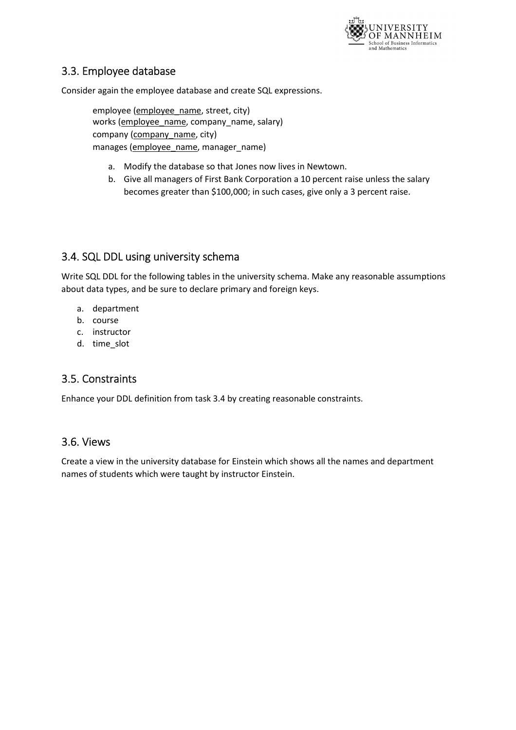## 3.3. Employee database

Consider again the employee database and create SQL expressions.

> employee (<u>employee_name</u>, street, city)
> works (<u>employee_name</u>, company_name, salary)
> company (<u>company_name</u>, city)
> manages (<u>employee_name</u>, manager_name)

a. Modify the database so that Jones now lives in Newtown.
b. Give all managers of First Bank Corporation a 10 percent raise unless the salary becomes greater than $100,000; in such cases, give only a 3 percent raise.

## 3.4. SQL DDL using university schema

Write SQL DDL for the following tables in the university schema. Make any reasonable assumptions about data types, and be sure to declare primary and foreign keys.

a. department
b. course
c. instructor
d. time_slot

## 3.5. Constraints

Enhance your DDL definition from task 3.4 by creating reasonable constraints.

## 3.6. Views

Create a view in the university database for Einstein which shows all the names and department names of students which were taught by instructor Einstein.